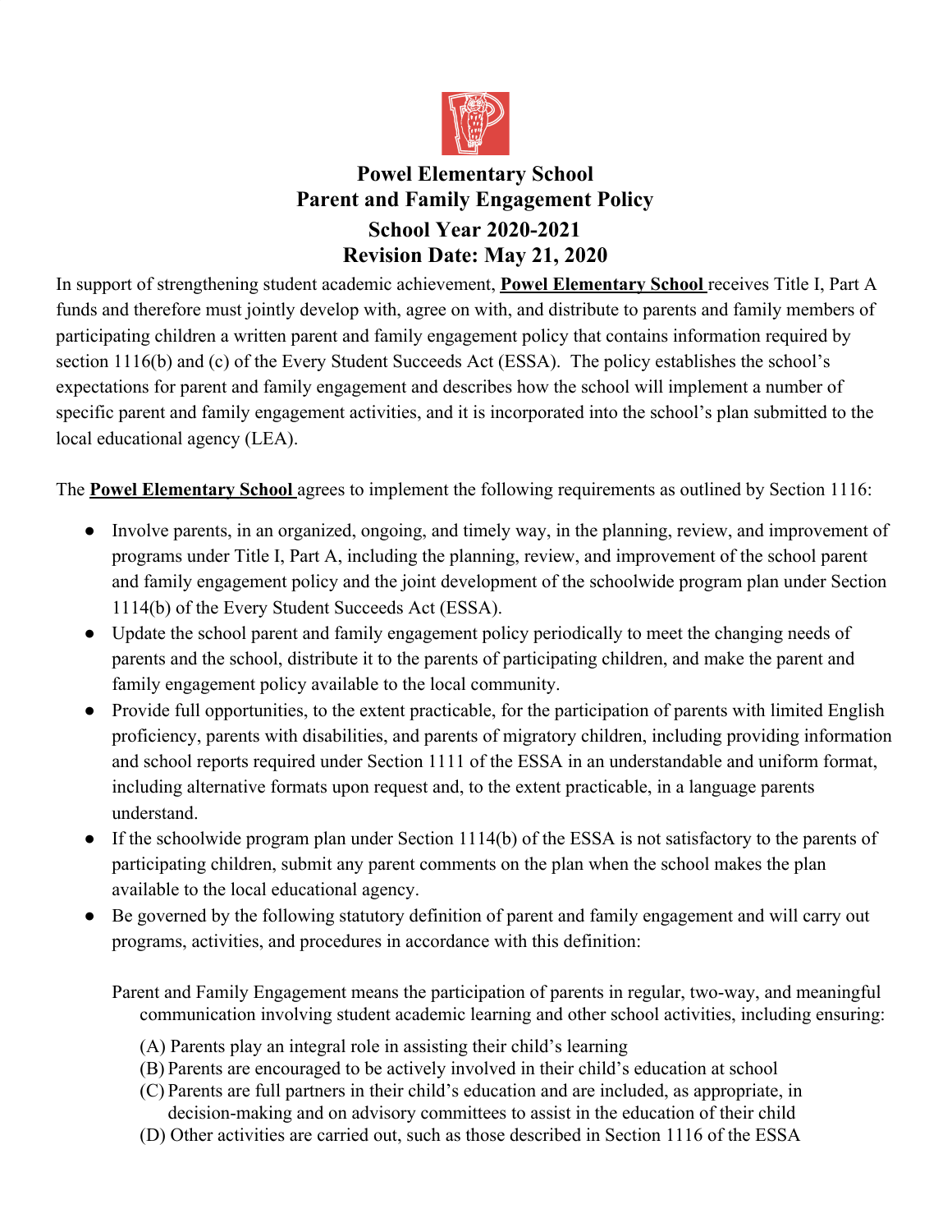# Powel Elementary School
## Parent and Family Engagement Policy
## School Year 2020-2021
## Revision Date: May 21, 2020

In support of strengthening student academic achievement, **Powel Elementary School** receives Title I, Part A funds and therefore must jointly develop with, agree on with, and distribute to parents and family members of participating children a written parent and family engagement policy that contains information required by section 1116(b) and (c) of the Every Student Succeeds Act (ESSA). The policy establishes the school's expectations for parent and family engagement and describes how the school will implement a number of specific parent and family engagement activities, and it is incorporated into the school's plan submitted to the local educational agency (LEA).

The **Powel Elementary School** agrees to implement the following requirements as outlined by Section 1116:

- Involve parents, in an organized, ongoing, and timely way, in the planning, review, and improvement of programs under Title I, Part A, including the planning, review, and improvement of the school parent and family engagement policy and the joint development of the schoolwide program plan under Section 1114(b) of the Every Student Succeeds Act (ESSA).
- Update the school parent and family engagement policy periodically to meet the changing needs of parents and the school, distribute it to the parents of participating children, and make the parent and family engagement policy available to the local community.
- Provide full opportunities, to the extent practicable, for the participation of parents with limited English proficiency, parents with disabilities, and parents of migratory children, including providing information and school reports required under Section 1111 of the ESSA in an understandable and uniform format, including alternative formats upon request and, to the extent practicable, in a language parents understand.
- If the schoolwide program plan under Section 1114(b) of the ESSA is not satisfactory to the parents of participating children, submit any parent comments on the plan when the school makes the plan available to the local educational agency.
- Be governed by the following statutory definition of parent and family engagement and will carry out programs, activities, and procedures in accordance with this definition:

  Parent and Family Engagement means the participation of parents in regular, two-way, and meaningful communication involving student academic learning and other school activities, including ensuring:

  (A) Parents play an integral role in assisting their child's learning
  (B) Parents are encouraged to be actively involved in their child's education at school
  (C) Parents are full partners in their child's education and are included, as appropriate, in decision-making and on advisory committees to assist in the education of their child
  (D) Other activities are carried out, such as those described in Section 1116 of the ESSA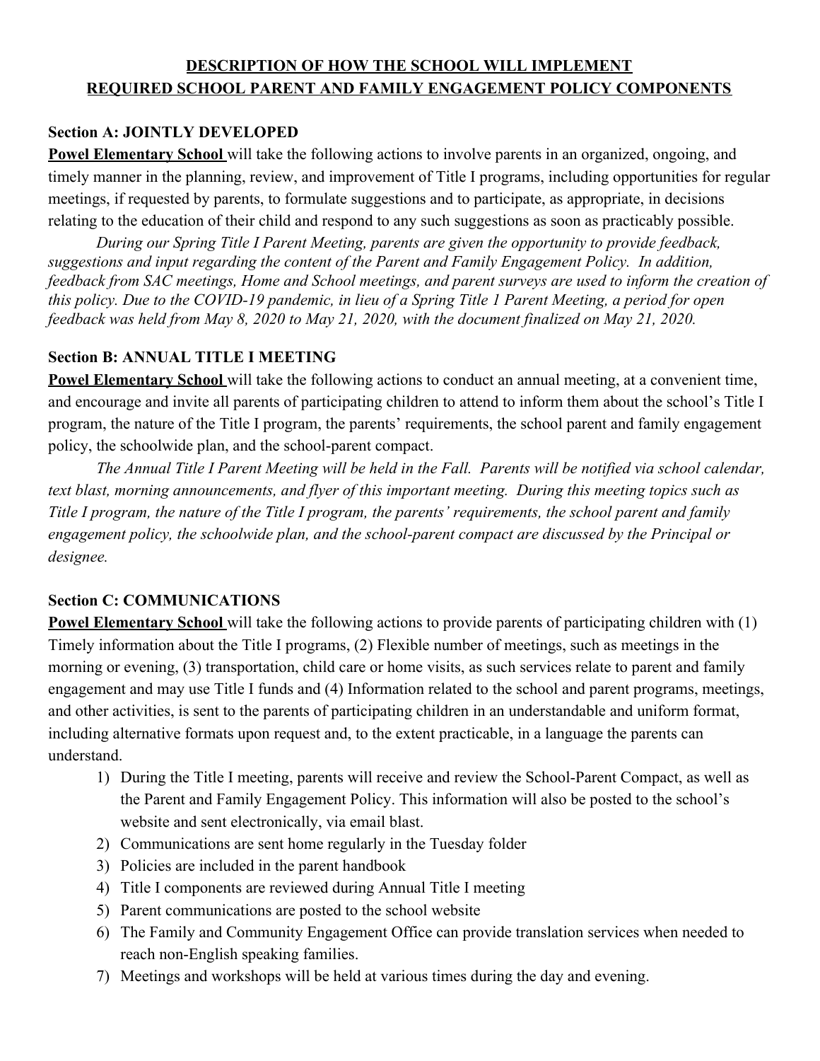## DESCRIPTION OF HOW THE SCHOOL WILL IMPLEMENT REQUIRED SCHOOL PARENT AND FAMILY ENGAGEMENT POLICY COMPONENTS

### Section A: JOINTLY DEVELOPED

**Powel Elementary School** will take the following actions to involve parents in an organized, ongoing, and timely manner in the planning, review, and improvement of Title I programs, including opportunities for regular meetings, if requested by parents, to formulate suggestions and to participate, as appropriate, in decisions relating to the education of their child and respond to any such suggestions as soon as practicably possible.

*During our Spring Title I Parent Meeting, parents are given the opportunity to provide feedback, suggestions and input regarding the content of the Parent and Family Engagement Policy. In addition, feedback from SAC meetings, Home and School meetings, and parent surveys are used to inform the creation of this policy. Due to the COVID-19 pandemic, in lieu of a Spring Title 1 Parent Meeting, a period for open feedback was held from May 8, 2020 to May 21, 2020, with the document finalized on May 21, 2020.*

### Section B: ANNUAL TITLE I MEETING

**Powel Elementary School** will take the following actions to conduct an annual meeting, at a convenient time, and encourage and invite all parents of participating children to attend to inform them about the school's Title I program, the nature of the Title I program, the parents' requirements, the school parent and family engagement policy, the schoolwide plan, and the school-parent compact.

*The Annual Title I Parent Meeting will be held in the Fall. Parents will be notified via school calendar, text blast, morning announcements, and flyer of this important meeting. During this meeting topics such as Title I program, the nature of the Title I program, the parents' requirements, the school parent and family engagement policy, the schoolwide plan, and the school-parent compact are discussed by the Principal or designee.*

### Section C: COMMUNICATIONS

**Powel Elementary School** will take the following actions to provide parents of participating children with (1) Timely information about the Title I programs, (2) Flexible number of meetings, such as meetings in the morning or evening, (3) transportation, child care or home visits, as such services relate to parent and family engagement and may use Title I funds and (4) Information related to the school and parent programs, meetings, and other activities, is sent to the parents of participating children in an understandable and uniform format, including alternative formats upon request and, to the extent practicable, in a language the parents can understand.

1) During the Title I meeting, parents will receive and review the School-Parent Compact, as well as the Parent and Family Engagement Policy. This information will also be posted to the school's website and sent electronically, via email blast.
2) Communications are sent home regularly in the Tuesday folder
3) Policies are included in the parent handbook
4) Title I components are reviewed during Annual Title I meeting
5) Parent communications are posted to the school website
6) The Family and Community Engagement Office can provide translation services when needed to reach non-English speaking families.
7) Meetings and workshops will be held at various times during the day and evening.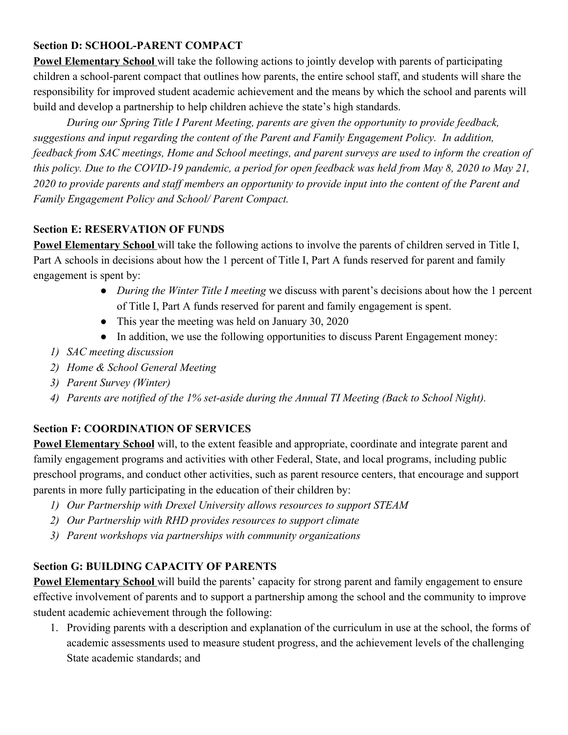**Section D: SCHOOL-PARENT COMPACT**

**Powel Elementary School** will take the following actions to jointly develop with parents of participating children a school-parent compact that outlines how parents, the entire school staff, and students will share the responsibility for improved student academic achievement and the means by which the school and parents will build and develop a partnership to help children achieve the state's high standards.

*During our Spring Title I Parent Meeting, parents are given the opportunity to provide feedback, suggestions and input regarding the content of the Parent and Family Engagement Policy. In addition, feedback from SAC meetings, Home and School meetings, and parent surveys are used to inform the creation of this policy. Due to the COVID-19 pandemic, a period for open feedback was held from May 8, 2020 to May 21, 2020 to provide parents and staff members an opportunity to provide input into the content of the Parent and Family Engagement Policy and School/ Parent Compact.*

**Section E: RESERVATION OF FUNDS**

**Powel Elementary School** will take the following actions to involve the parents of children served in Title I, Part A schools in decisions about how the 1 percent of Title I, Part A funds reserved for parent and family engagement is spent by:

- *During the Winter Title I meeting* we discuss with parent's decisions about how the 1 percent of Title I, Part A funds reserved for parent and family engagement is spent.
- This year the meeting was held on January 30, 2020
- In addition, we use the following opportunities to discuss Parent Engagement money:

1) *SAC meeting discussion*
2) *Home & School General Meeting*
3) *Parent Survey (Winter)*
4) *Parents are notified of the 1% set-aside during the Annual TI Meeting (Back to School Night).*

**Section F: COORDINATION OF SERVICES**

**Powel Elementary School** will, to the extent feasible and appropriate, coordinate and integrate parent and family engagement programs and activities with other Federal, State, and local programs, including public preschool programs, and conduct other activities, such as parent resource centers, that encourage and support parents in more fully participating in the education of their children by:

1) *Our Partnership with Drexel University allows resources to support STEAM*
2) *Our Partnership with RHD provides resources to support climate*
3) *Parent workshops via partnerships with community organizations*

**Section G: BUILDING CAPACITY OF PARENTS**

**Powel Elementary School** will build the parents' capacity for strong parent and family engagement to ensure effective involvement of parents and to support a partnership among the school and the community to improve student academic achievement through the following:

1. Providing parents with a description and explanation of the curriculum in use at the school, the forms of academic assessments used to measure student progress, and the achievement levels of the challenging State academic standards; and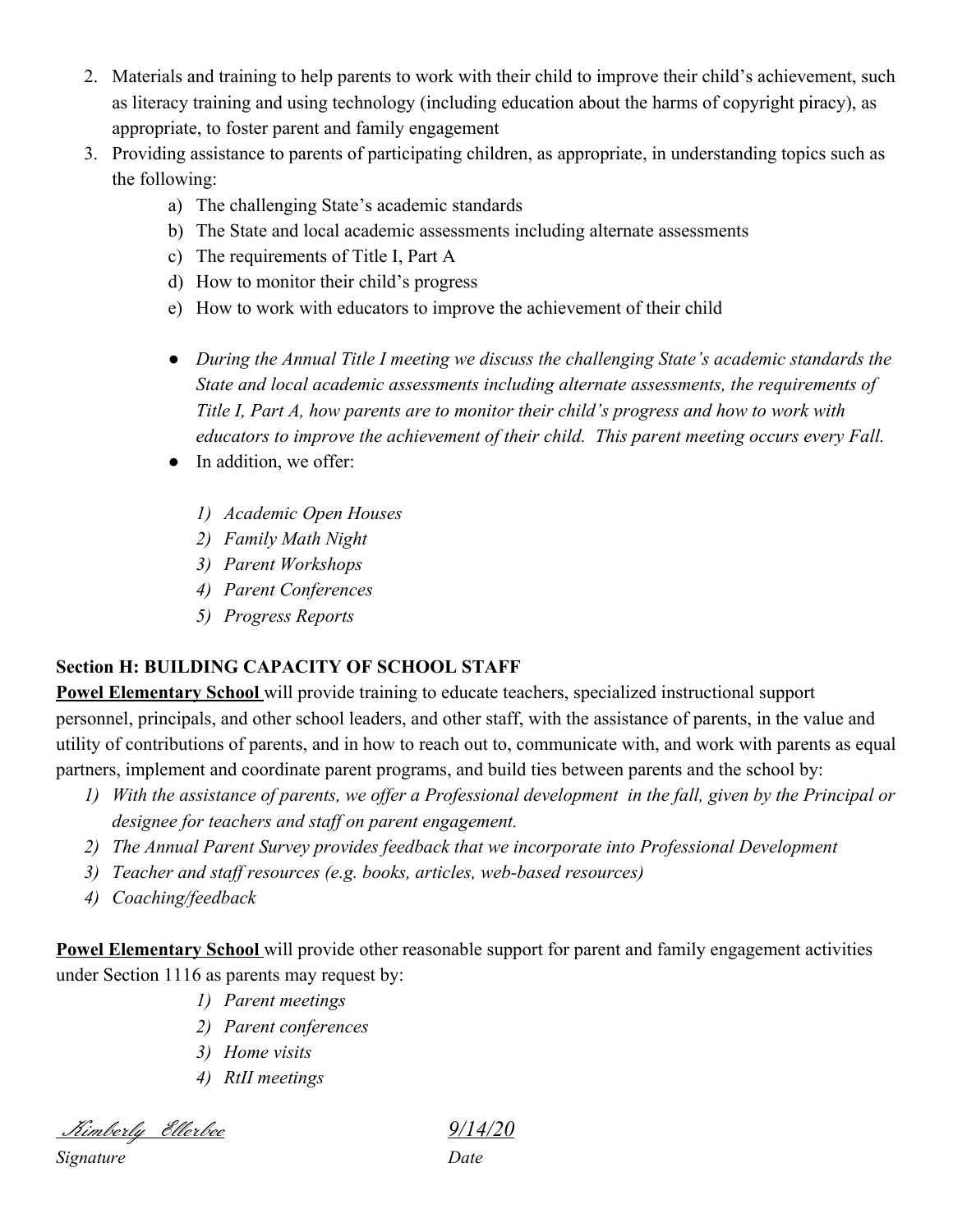2. Materials and training to help parents to work with their child to improve their child's achievement, such as literacy training and using technology (including education about the harms of copyright piracy), as appropriate, to foster parent and family engagement
3. Providing assistance to parents of participating children, as appropriate, in understanding topics such as the following:
    a) The challenging State's academic standards
    b) The State and local academic assessments including alternate assessments
    c) The requirements of Title I, Part A
    d) How to monitor their child's progress
    e) How to work with educators to improve the achievement of their child

    - *During the Annual Title I meeting we discuss the challenging State's academic standards the State and local academic assessments including alternate assessments, the requirements of Title I, Part A, how parents are to monitor their child's progress and how to work with educators to improve the achievement of their child. This parent meeting occurs every Fall.*
    - In addition, we offer:

        1) *Academic Open Houses*
        2) *Family Math Night*
        3) *Parent Workshops*
        4) *Parent Conferences*
        5) *Progress Reports*

**Section H: BUILDING CAPACITY OF SCHOOL STAFF**

**Powel Elementary School** will provide training to educate teachers, specialized instructional support personnel, principals, and other school leaders, and other staff, with the assistance of parents, in the value and utility of contributions of parents, and in how to reach out to, communicate with, and work with parents as equal partners, implement and coordinate parent programs, and build ties between parents and the school by:

1) *With the assistance of parents, we offer a Professional development in the fall, given by the Principal or designee for teachers and staff on parent engagement.*
2) *The Annual Parent Survey provides feedback that we incorporate into Professional Development*
3) *Teacher and staff resources (e.g. books, articles, web-based resources)*
4) *Coaching/feedback*

**Powel Elementary School** will provide other reasonable support for parent and family engagement activities under Section 1116 as parents may request by:

1) *Parent meetings*
2) *Parent conferences*
3) *Home visits*
4) *RtII meetings*

*Kimberly Ellerbee* *9/14/20*

*Signature* *Date*